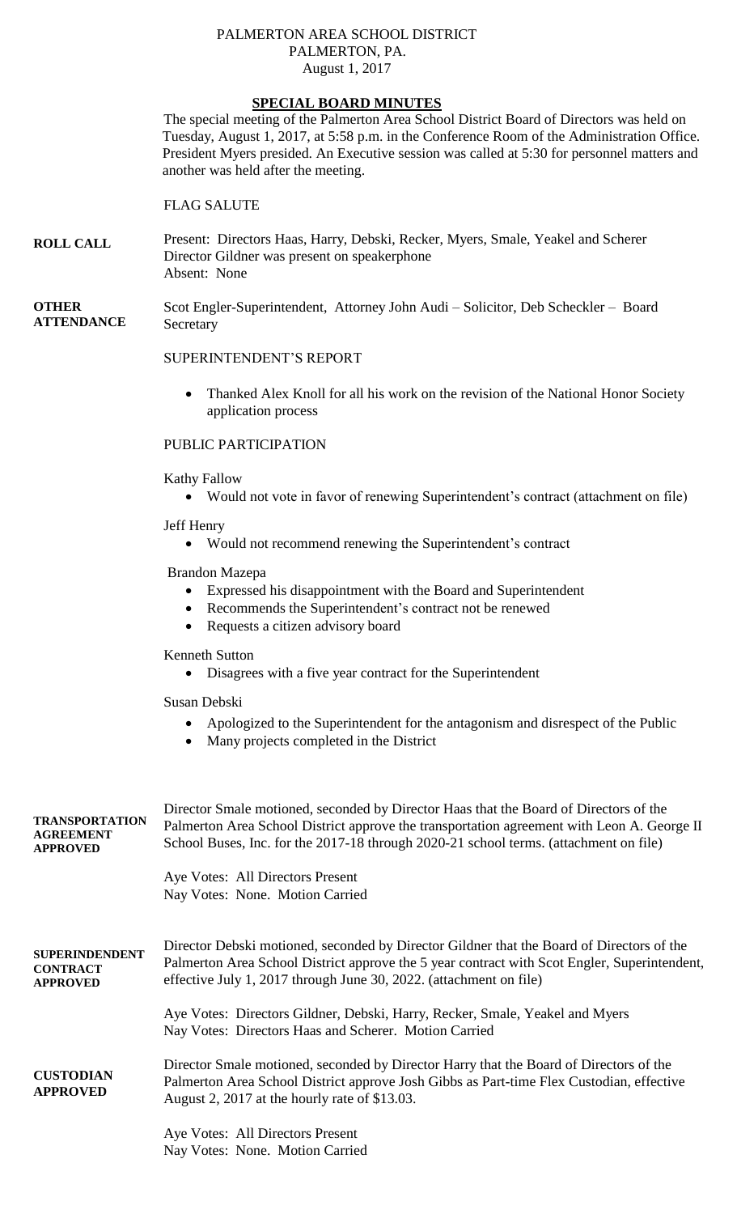PALMERTON AREA SCHOOL DISTRICT
PALMERTON, PA.
August 1, 2017

# SPECIAL BOARD MINUTES

The special meeting of the Palmerton Area School District Board of Directors was held on Tuesday, August 1, 2017, at 5:58 p.m. in the Conference Room of the Administration Office. President Myers presided. An Executive session was called at 5:30 for personnel matters and another was held after the meeting.

FLAG SALUTE

**ROLL CALL**

Present: Directors Haas, Harry, Debski, Recker, Myers, Smale, Yeakel and Scherer
Director Gildner was present on speakerphone
Absent: None

**OTHER ATTENDANCE**

Scot Engler-Superintendent, Attorney John Audi – Solicitor, Deb Scheckler – Board Secretary

SUPERINTENDENT'S REPORT

- Thanked Alex Knoll for all his work on the revision of the National Honor Society application process

PUBLIC PARTICIPATION

Kathy Fallow

- Would not vote in favor of renewing Superintendent's contract (attachment on file)

Jeff Henry

- Would not recommend renewing the Superintendent's contract

Brandon Mazepa

- Expressed his disappointment with the Board and Superintendent
- Recommends the Superintendent's contract not be renewed
- Requests a citizen advisory board

Kenneth Sutton

- Disagrees with a five year contract for the Superintendent

Susan Debski

- Apologized to the Superintendent for the antagonism and disrespect of the Public
- Many projects completed in the District

**TRANSPORTATION AGREEMENT APPROVED**

Director Smale motioned, seconded by Director Haas that the Board of Directors of the Palmerton Area School District approve the transportation agreement with Leon A. George II School Buses, Inc. for the 2017-18 through 2020-21 school terms. (attachment on file)

Aye Votes: All Directors Present
Nay Votes: None. Motion Carried

**SUPERINDENDENT CONTRACT APPROVED**

Director Debski motioned, seconded by Director Gildner that the Board of Directors of the Palmerton Area School District approve the 5 year contract with Scot Engler, Superintendent, effective July 1, 2017 through June 30, 2022. (attachment on file)

Aye Votes: Directors Gildner, Debski, Harry, Recker, Smale, Yeakel and Myers
Nay Votes: Directors Haas and Scherer. Motion Carried

**CUSTODIAN APPROVED**

Director Smale motioned, seconded by Director Harry that the Board of Directors of the Palmerton Area School District approve Josh Gibbs as Part-time Flex Custodian, effective August 2, 2017 at the hourly rate of $13.03.

Aye Votes: All Directors Present
Nay Votes: None. Motion Carried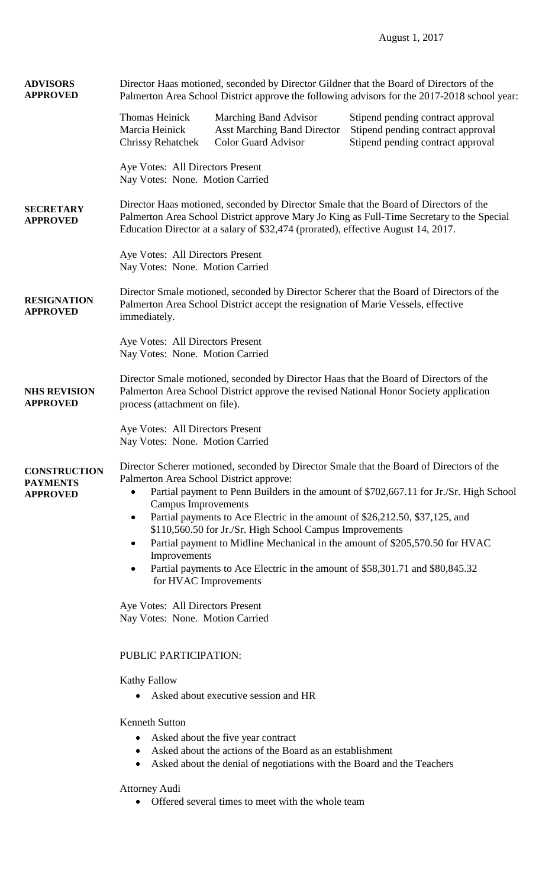August 1, 2017

**ADVISORS APPROVED**

Director Haas motioned, seconded by Director Gildner that the Board of Directors of the Palmerton Area School District approve the following advisors for the 2017-2018 school year:

| | | |
|---|---|---|
| Thomas Heinick | Marching Band Advisor | Stipend pending contract approval |
| Marcia Heinick | Asst Marching Band Director | Stipend pending contract approval |
| Chrissy Rehatchek | Color Guard Advisor | Stipend pending contract approval |

Aye Votes: All Directors Present
Nay Votes: None. Motion Carried

**SECRETARY APPROVED**

Director Haas motioned, seconded by Director Smale that the Board of Directors of the Palmerton Area School District approve Mary Jo King as Full-Time Secretary to the Special Education Director at a salary of $32,474 (prorated), effective August 14, 2017.

Aye Votes: All Directors Present
Nay Votes: None. Motion Carried

**RESIGNATION APPROVED**

Director Smale motioned, seconded by Director Scherer that the Board of Directors of the Palmerton Area School District accept the resignation of Marie Vessels, effective immediately.

Aye Votes: All Directors Present
Nay Votes: None. Motion Carried

**NHS REVISION APPROVED**

Director Smale motioned, seconded by Director Haas that the Board of Directors of the Palmerton Area School District approve the revised National Honor Society application process (attachment on file).

Aye Votes: All Directors Present
Nay Votes: None. Motion Carried

**CONSTRUCTION PAYMENTS APPROVED**

Director Scherer motioned, seconded by Director Smale that the Board of Directors of the Palmerton Area School District approve:

- Partial payment to Penn Builders in the amount of $702,667.11 for Jr./Sr. High School Campus Improvements
- Partial payments to Ace Electric in the amount of $26,212.50, $37,125, and $110,560.50 for Jr./Sr. High School Campus Improvements
- Partial payment to Midline Mechanical in the amount of $205,570.50 for HVAC Improvements
- Partial payments to Ace Electric in the amount of $58,301.71 and $80,845.32 for HVAC Improvements

Aye Votes: All Directors Present
Nay Votes: None. Motion Carried

PUBLIC PARTICIPATION:

Kathy Fallow

- Asked about executive session and HR

Kenneth Sutton

- Asked about the five year contract
- Asked about the actions of the Board as an establishment
- Asked about the denial of negotiations with the Board and the Teachers

Attorney Audi

- Offered several times to meet with the whole team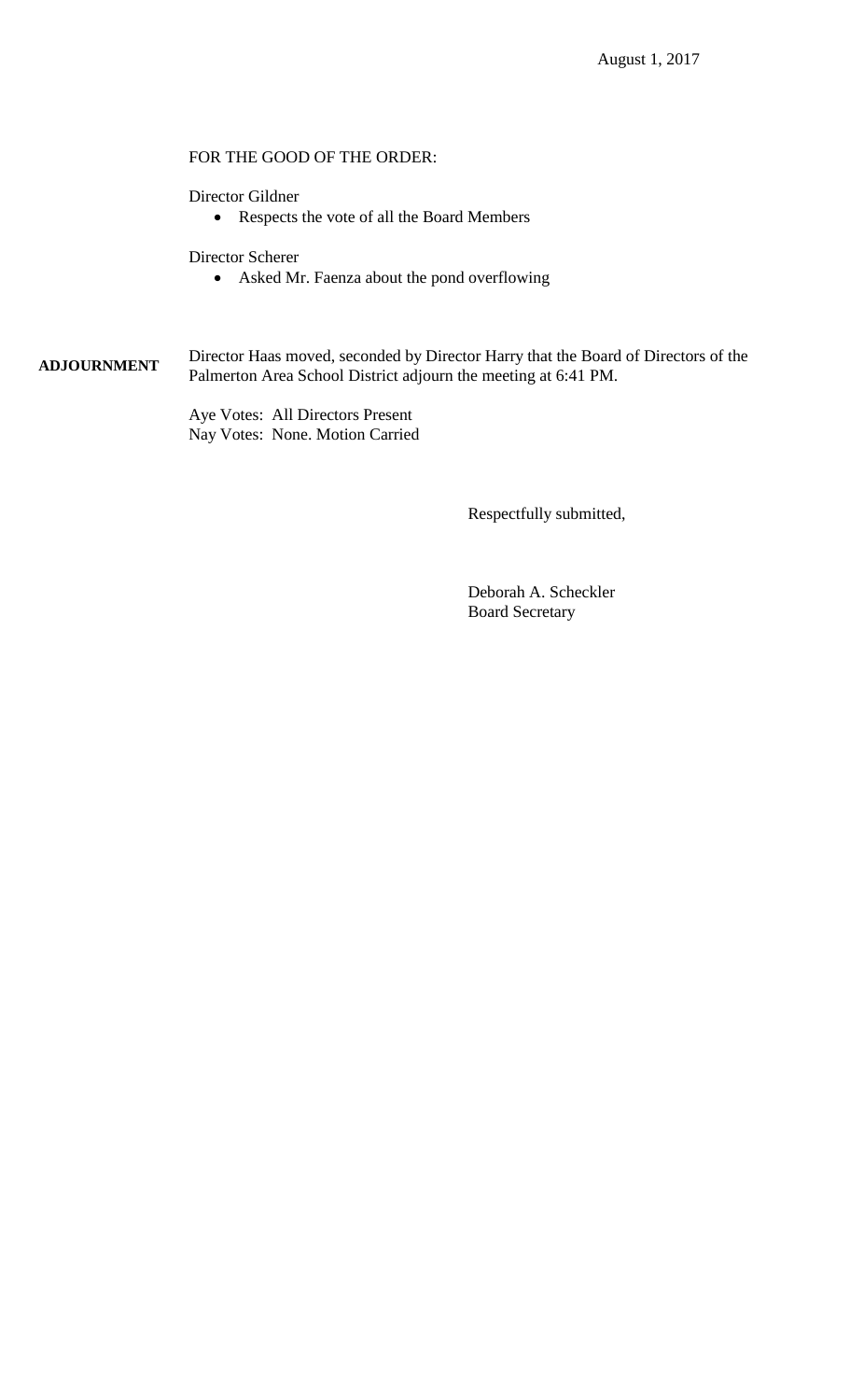FOR THE GOOD OF THE ORDER:

Director Gildner

- Respects the vote of all the Board Members

Director Scherer

- Asked Mr. Faenza about the pond overflowing

**ADJOURNMENT**

Director Haas moved, seconded by Director Harry that the Board of Directors of the Palmerton Area School District adjourn the meeting at 6:41 PM.

Aye Votes: All Directors Present
Nay Votes: None. Motion Carried

Respectfully submitted,

Deborah A. Scheckler
Board Secretary